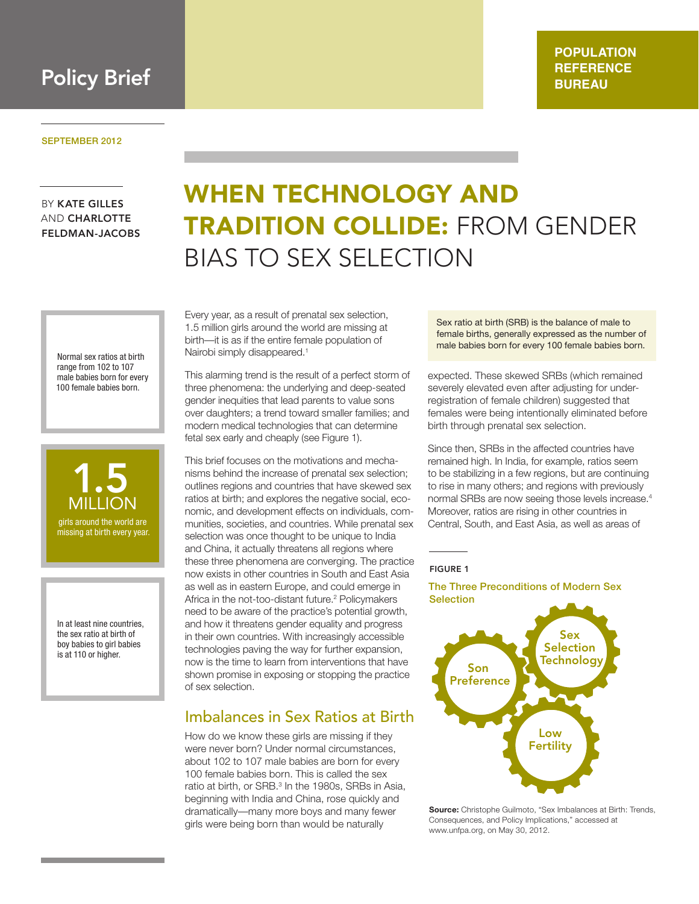Policy Brief

**POPULATION REFERENCE BUREAU**

SEPTEMBER 2012

BY **KATE GILLES** AND **CHARLOTTE FELDMAN-JACOBS**

# WHEN TECHNOLOGY AND TRADITION COLLIDE: FROM GENDER BIAS TO SEX SELECTION

Normal sex ratios at birth range from 102 to 107 male babies born for every 100 female babies born.

**1.5 MILLION** girls around the world are missing at birth every year.

In at least nine countries, the sex ratio at birth of boy babies to girl babies is at 110 or higher.

Every year, as a result of prenatal sex selection, 1.5 million girls around the world are missing at birth—it is as if the entire female population of Nairobi simply disappeared.[1]

This alarming trend is the result of a perfect storm of three phenomena: the underlying and deep-seated gender inequities that lead parents to value sons over daughters; a trend toward smaller families; and modern medical technologies that can determine fetal sex early and cheaply (see Figure 1).

This brief focuses on the motivations and mechanisms behind the increase of prenatal sex selection; outlines regions and countries that have skewed sex ratios at birth; and explores the negative social, economic, and development effects on individuals, communities, societies, and countries. While prenatal sex selection was once thought to be unique to India and China, it actually threatens all regions where these three phenomena are converging. The practice now exists in other countries in South and East Asia as well as in eastern Europe, and could emerge in Africa in the not-too-distant future.[2] Policymakers need to be aware of the practice's potential growth, and how it threatens gender equality and progress in their own countries. With increasingly accessible technologies paving the way for further expansion, now is the time to learn from interventions that have shown promise in exposing or stopping the practice of sex selection.

## Imbalances in Sex Ratios at Birth

How do we know these girls are missing if they were never born? Under normal circumstances, about 102 to 107 male babies are born for every 100 female babies born. This is called the sex ratio at birth, or SRB.[3] In the 1980s, SRBs in Asia, beginning with India and China, rose quickly and dramatically—many more boys and many fewer girls were being born than would be naturally expected. These skewed SRBs (which remained severely elevated even after adjusting for under-registration of female children) suggested that females were being intentionally eliminated before birth through prenatal sex selection.

Sex ratio at birth (SRB) is the balance of male to female births, generally expressed as the number of male babies born for every 100 female babies born.

Since then, SRBs in the affected countries have remained high. In India, for example, ratios seem to be stabilizing in a few regions, but are continuing to rise in many others; and regions with previously normal SRBs are now seeing those levels increase.[4] Moreover, ratios are rising in other countries in Central, South, and East Asia, as well as areas of

FIGURE 1

The Three Preconditions of Modern Sex Selection

Son Preference

Sex Selection Technology

Low Fertility

**Source:** Christophe Guilmoto, "Sex Imbalances at Birth: Trends, Consequences, and Policy Implications," accessed at www.unfpa.org, on May 30, 2012.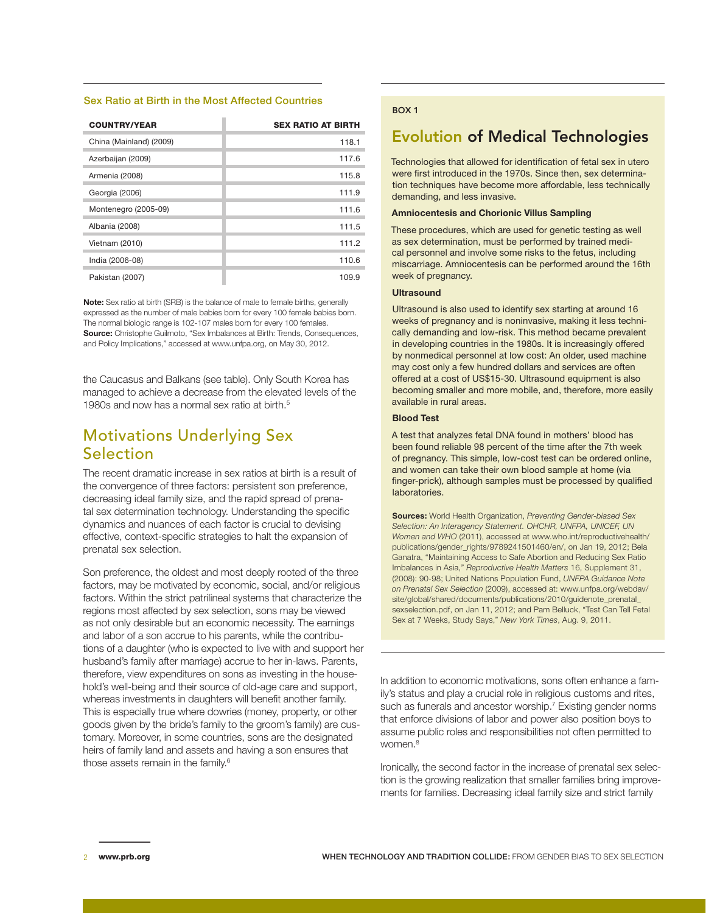### Sex Ratio at Birth in the Most Affected Countries

| COUNTRY/YEAR | SEX RATIO AT BIRTH |
|---|---|
| China (Mainland) (2009) | 118.1 |
| Azerbaijan (2009) | 117.6 |
| Armenia (2008) | 115.8 |
| Georgia (2006) | 111.9 |
| Montenegro (2005-09) | 111.6 |
| Albania (2008) | 111.5 |
| Vietnam (2010) | 111.2 |
| India (2006-08) | 110.6 |
| Pakistan (2007) | 109.9 |

**Note:** Sex ratio at birth (SRB) is the balance of male to female births, generally expressed as the number of male babies born for every 100 female babies born. The normal biologic range is 102-107 males born for every 100 females.
**Source:** Christophe Guilmoto, "Sex Imbalances at Birth: Trends, Consequences, and Policy Implications," accessed at www.unfpa.org, on May 30, 2012.

the Caucasus and Balkans (see table). Only South Korea has managed to achieve a decrease from the elevated levels of the 1980s and now has a normal sex ratio at birth.[5]

## Motivations Underlying Sex Selection

The recent dramatic increase in sex ratios at birth is a result of the convergence of three factors: persistent son preference, decreasing ideal family size, and the rapid spread of prenatal sex determination technology. Understanding the specific dynamics and nuances of each factor is crucial to devising effective, context-specific strategies to halt the expansion of prenatal sex selection.

Son preference, the oldest and most deeply rooted of the three factors, may be motivated by economic, social, and/or religious factors. Within the strict patrilineal systems that characterize the regions most affected by sex selection, sons may be viewed as not only desirable but an economic necessity. The earnings and labor of a son accrue to his parents, while the contributions of a daughter (who is expected to live with and support her husband's family after marriage) accrue to her in-laws. Parents, therefore, view expenditures on sons as investing in the household's well-being and their source of old-age care and support, whereas investments in daughters will benefit another family. This is especially true where dowries (money, property, or other goods given by the bride's family to the groom's family) are customary. Moreover, in some countries, sons are the designated heirs of family land and assets and having a son ensures that those assets remain in the family.[6]

In addition to economic motivations, sons often enhance a family's status and play a crucial role in religious customs and rites, such as funerals and ancestor worship.[7] Existing gender norms that enforce divisions of labor and power also position boys to assume public roles and responsibilities not often permitted to women.[8]

Ironically, the second factor in the increase of prenatal sex selection is the growing realization that smaller families bring improvements for families. Decreasing ideal family size and strict family

---

BOX 1

## Evolution of Medical Technologies

Technologies that allowed for identification of fetal sex in utero were first introduced in the 1970s. Since then, sex determination techniques have become more affordable, less technically demanding, and less invasive.

**Amniocentesis and Chorionic Villus Sampling**

These procedures, which are used for genetic testing as well as sex determination, must be performed by trained medical personnel and involve some risks to the fetus, including miscarriage. Amniocentesis can be performed around the 16th week of pregnancy.

**Ultrasound**

Ultrasound is also used to identify sex starting at around 16 weeks of pregnancy and is noninvasive, making it less technically demanding and low-risk. This method became prevalent in developing countries in the 1980s. It is increasingly offered by nonmedical personnel at low cost: An older, used machine may cost only a few hundred dollars and services are often offered at a cost of US$15-30. Ultrasound equipment is also becoming smaller and more mobile, and, therefore, more easily available in rural areas.

**Blood Test**

A test that analyzes fetal DNA found in mothers' blood has been found reliable 98 percent of the time after the 7th week of pregnancy. This simple, low-cost test can be ordered online, and women can take their own blood sample at home (via finger-prick), although samples must be processed by qualified laboratories.

**Sources:** World Health Organization, *Preventing Gender-biased Sex Selection: An Interagency Statement. OHCHR, UNFPA, UNICEF, UN Women and WHO* (2011), accessed at www.who.int/reproductivehealth/publications/gender_rights/9789241501460/en/, on Jan 19, 2012; Bela Ganatra, "Maintaining Access to Safe Abortion and Reducing Sex Ratio Imbalances in Asia," *Reproductive Health Matters* 16, Supplement 31, (2008): 90-98; United Nations Population Fund, *UNFPA Guidance Note on Prenatal Sex Selection* (2009), accessed at: www.unfpa.org/webdav/site/global/shared/documents/publications/2010/guidenote_prenatal_sexselection.pdf, on Jan 11, 2012; and Pam Belluck, "Test Can Tell Fetal Sex at 7 Weeks, Study Says," *New York Times*, Aug. 9, 2011.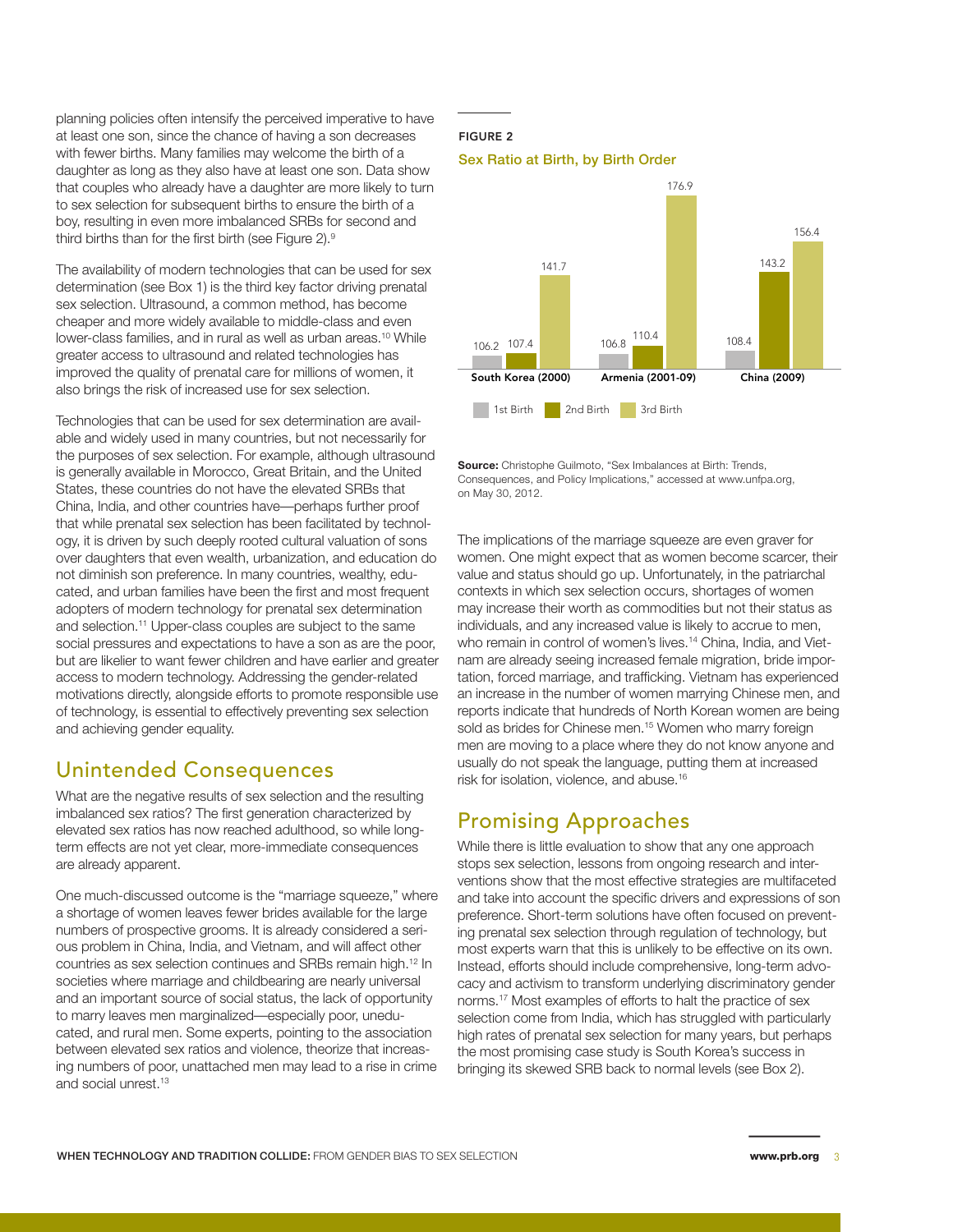planning policies often intensify the perceived imperative to have at least one son, since the chance of having a son decreases with fewer births. Many families may welcome the birth of a daughter as long as they also have at least one son. Data show that couples who already have a daughter are more likely to turn to sex selection for subsequent births to ensure the birth of a boy, resulting in even more imbalanced SRBs for second and third births than for the first birth (see Figure 2).[9]

The availability of modern technologies that can be used for sex determination (see Box 1) is the third key factor driving prenatal sex selection. Ultrasound, a common method, has become cheaper and more widely available to middle-class and even lower-class families, and in rural as well as urban areas.[10] While greater access to ultrasound and related technologies has improved the quality of prenatal care for millions of women, it also brings the risk of increased use for sex selection.

Technologies that can be used for sex determination are available and widely used in many countries, but not necessarily for the purposes of sex selection. For example, although ultrasound is generally available in Morocco, Great Britain, and the United States, these countries do not have the elevated SRBs that China, India, and other countries have—perhaps further proof that while prenatal sex selection has been facilitated by technology, it is driven by such deeply rooted cultural valuation of sons over daughters that even wealth, urbanization, and education do not diminish son preference. In many countries, wealthy, educated, and urban families have been the first and most frequent adopters of modern technology for prenatal sex determination and selection.[11] Upper-class couples are subject to the same social pressures and expectations to have a son as are the poor, but are likelier to want fewer children and have earlier and greater access to modern technology. Addressing the gender-related motivations directly, alongside efforts to promote responsible use of technology, is essential to effectively preventing sex selection and achieving gender equality.

## Unintended Consequences

What are the negative results of sex selection and the resulting imbalanced sex ratios? The first generation characterized by elevated sex ratios has now reached adulthood, so while long-term effects are not yet clear, more-immediate consequences are already apparent.

One much-discussed outcome is the "marriage squeeze," where a shortage of women leaves fewer brides available for the large numbers of prospective grooms. It is already considered a serious problem in China, India, and Vietnam, and will affect other countries as sex selection continues and SRBs remain high.[12] In societies where marriage and childbearing are nearly universal and an important source of social status, the lack of opportunity to marry leaves men marginalized—especially poor, uneducated, and rural men. Some experts, pointing to the association between elevated sex ratios and violence, theorize that increasing numbers of poor, unattached men may lead to a rise in crime and social unrest.[13]

**FIGURE 2**

**Sex Ratio at Birth, by Birth Order**

| | 1st Birth | 2nd Birth | 3rd Birth |
|---|---|---|---|
| South Korea (2000) | 106.2 | 107.4 | 141.7 |
| Armenia (2001-09) | 106.8 | 110.4 | 176.9 |
| China (2009) | 108.4 | 143.2 | 156.4 |

**Source:** Christophe Guilmoto, "Sex Imbalances at Birth: Trends, Consequences, and Policy Implications," accessed at www.unfpa.org, on May 30, 2012.

The implications of the marriage squeeze are even graver for women. One might expect that as women become scarcer, their value and status should go up. Unfortunately, in the patriarchal contexts in which sex selection occurs, shortages of women may increase their worth as commodities but not their status as individuals, and any increased value is likely to accrue to men, who remain in control of women's lives.[14] China, India, and Vietnam are already seeing increased female migration, bride importation, forced marriage, and trafficking. Vietnam has experienced an increase in the number of women marrying Chinese men, and reports indicate that hundreds of North Korean women are being sold as brides for Chinese men.[15] Women who marry foreign men are moving to a place where they do not know anyone and usually do not speak the language, putting them at increased risk for isolation, violence, and abuse.[16]

## Promising Approaches

While there is little evaluation to show that any one approach stops sex selection, lessons from ongoing research and interventions show that the most effective strategies are multifaceted and take into account the specific drivers and expressions of son preference. Short-term solutions have often focused on preventing prenatal sex selection through regulation of technology, but most experts warn that this is unlikely to be effective on its own. Instead, efforts should include comprehensive, long-term advocacy and activism to transform underlying discriminatory gender norms.[17] Most examples of efforts to halt the practice of sex selection come from India, which has struggled with particularly high rates of prenatal sex selection for many years, but perhaps the most promising case study is South Korea's success in bringing its skewed SRB back to normal levels (see Box 2).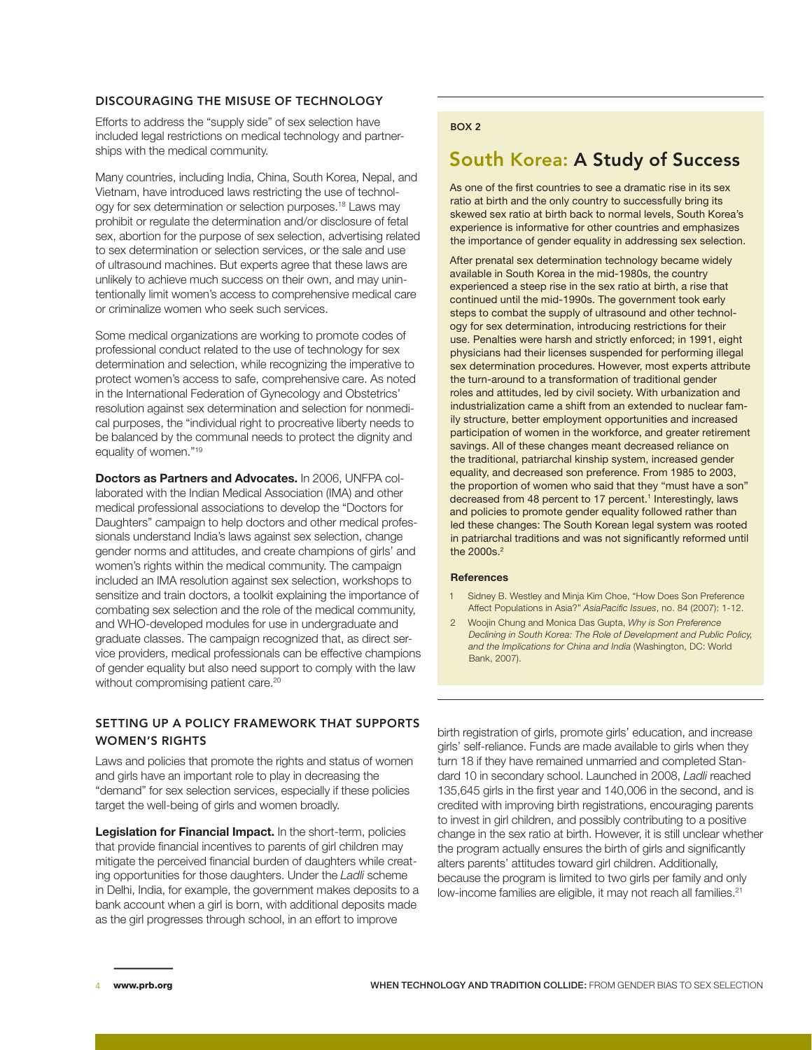## DISCOURAGING THE MISUSE OF TECHNOLOGY

Efforts to address the "supply side" of sex selection have included legal restrictions on medical technology and partnerships with the medical community.

Many countries, including India, China, South Korea, Nepal, and Vietnam, have introduced laws restricting the use of technology for sex determination or selection purposes.[18] Laws may prohibit or regulate the determination and/or disclosure of fetal sex, abortion for the purpose of sex selection, advertising related to sex determination or selection services, or the sale and use of ultrasound machines. But experts agree that these laws are unlikely to achieve much success on their own, and may unintentionally limit women's access to comprehensive medical care or criminalize women who seek such services.

Some medical organizations are working to promote codes of professional conduct related to the use of technology for sex determination and selection, while recognizing the imperative to protect women's access to safe, comprehensive care. As noted in the International Federation of Gynecology and Obstetrics' resolution against sex determination and selection for nonmedical purposes, the "individual right to procreative liberty needs to be balanced by the communal needs to protect the dignity and equality of women."[19]

**Doctors as Partners and Advocates.** In 2006, UNFPA collaborated with the Indian Medical Association (IMA) and other medical professional associations to develop the "Doctors for Daughters" campaign to help doctors and other medical professionals understand India's laws against sex selection, change gender norms and attitudes, and create champions of girls' and women's rights within the medical community. The campaign included an IMA resolution against sex selection, workshops to sensitize and train doctors, a toolkit explaining the importance of combating sex selection and the role of the medical community, and WHO-developed modules for use in undergraduate and graduate classes. The campaign recognized that, as direct service providers, medical professionals can be effective champions of gender equality but also need support to comply with the law without compromising patient care.[20]

## SETTING UP A POLICY FRAMEWORK THAT SUPPORTS WOMEN'S RIGHTS

Laws and policies that promote the rights and status of women and girls have an important role to play in decreasing the "demand" for sex selection services, especially if these policies target the well-being of girls and women broadly.

**Legislation for Financial Impact.** In the short-term, policies that provide financial incentives to parents of girl children may mitigate the perceived financial burden of daughters while creating opportunities for those daughters. Under the *Ladli* scheme in Delhi, India, for example, the government makes deposits to a bank account when a girl is born, with additional deposits made as the girl progresses through school, in an effort to improve birth registration of girls, promote girls' education, and increase girls' self-reliance. Funds are made available to girls when they turn 18 if they have remained unmarried and completed Standard 10 in secondary school. Launched in 2008, *Ladli* reached 135,645 girls in the first year and 140,006 in the second, and is credited with improving birth registrations, encouraging parents to invest in girl children, and possibly contributing to a positive change in the sex ratio at birth. However, it is still unclear whether the program actually ensures the birth of girls and significantly alters parents' attitudes toward girl children. Additionally, because the program is limited to two girls per family and only low-income families are eligible, it may not reach all families.[21]

---

BOX 2

## South Korea: A Study of Success

As one of the first countries to see a dramatic rise in its sex ratio at birth and the only country to successfully bring its skewed sex ratio at birth back to normal levels, South Korea's experience is informative for other countries and emphasizes the importance of gender equality in addressing sex selection.

After prenatal sex determination technology became widely available in South Korea in the mid-1980s, the country experienced a steep rise in the sex ratio at birth, a rise that continued until the mid-1990s. The government took early steps to combat the supply of ultrasound and other technology for sex determination, introducing restrictions for their use. Penalties were harsh and strictly enforced; in 1991, eight physicians had their licenses suspended for performing illegal sex determination procedures. However, most experts attribute the turn-around to a transformation of traditional gender roles and attitudes, led by civil society. With urbanization and industrialization came a shift from an extended to nuclear family structure, better employment opportunities and increased participation of women in the workforce, and greater retirement savings. All of these changes meant decreased reliance on the traditional, patriarchal kinship system, increased gender equality, and decreased son preference. From 1985 to 2003, the proportion of women who said that they "must have a son" decreased from 48 percent to 17 percent.[1] Interestingly, laws and policies to promote gender equality followed rather than led these changes: The South Korean legal system was rooted in patriarchal traditions and was not significantly reformed until the 2000s.[2]

**References**

1. Sidney B. Westley and Minja Kim Choe, "How Does Son Preference Affect Populations in Asia?" *AsiaPacific Issues*, no. 84 (2007): 1-12.
2. Woojin Chung and Monica Das Gupta, *Why is Son Preference Declining in South Korea: The Role of Development and Public Policy, and the Implications for China and India* (Washington, DC: World Bank, 2007).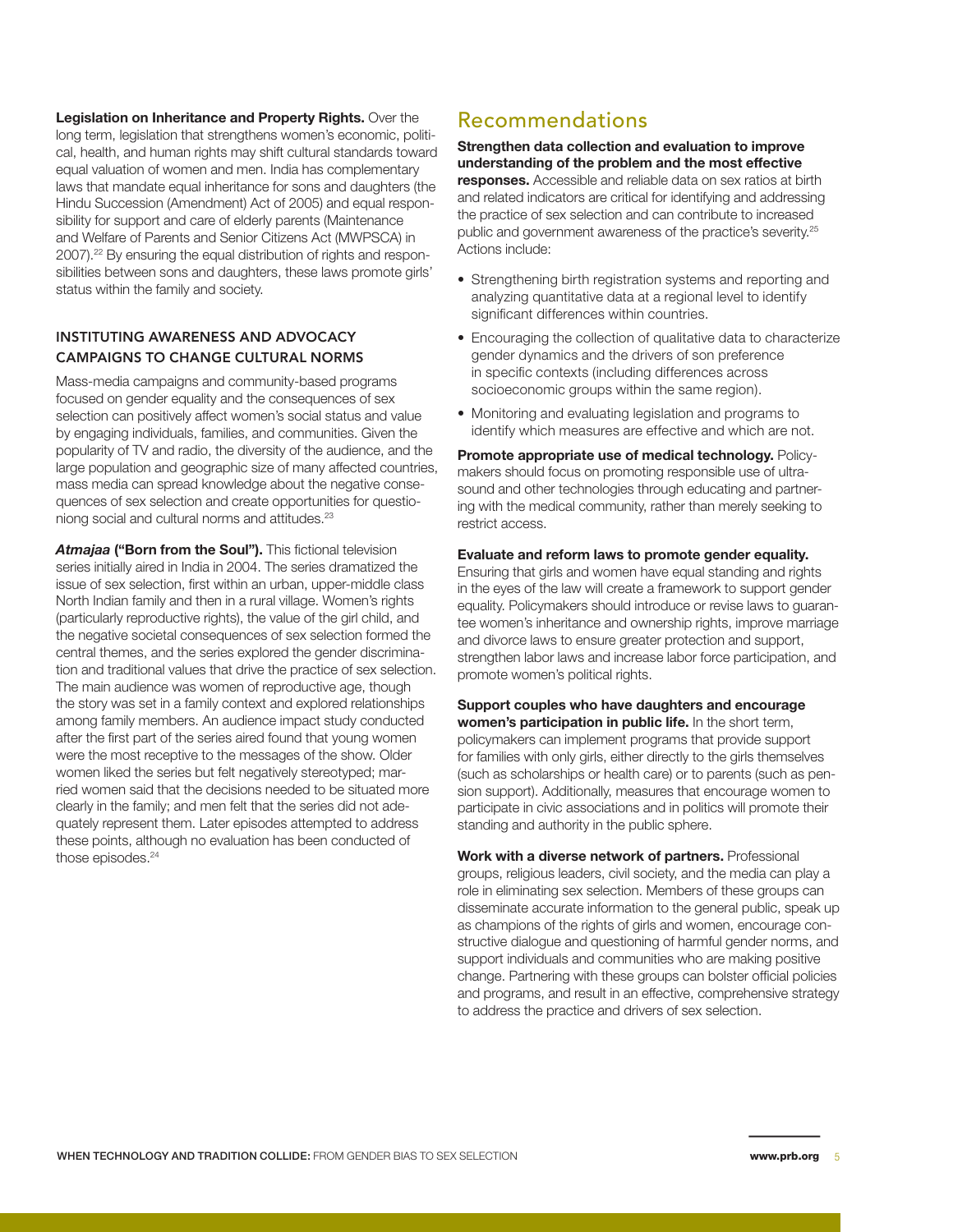**Legislation on Inheritance and Property Rights.** Over the long term, legislation that strengthens women's economic, political, health, and human rights may shift cultural standards toward equal valuation of women and men. India has complementary laws that mandate equal inheritance for sons and daughters (the Hindu Succession (Amendment) Act of 2005) and equal responsibility for support and care of elderly parents (Maintenance and Welfare of Parents and Senior Citizens Act (MWPSCA) in 2007).[22] By ensuring the equal distribution of rights and responsibilities between sons and daughters, these laws promote girls' status within the family and society.

### INSTITUTING AWARENESS AND ADVOCACY CAMPAIGNS TO CHANGE CULTURAL NORMS

Mass-media campaigns and community-based programs focused on gender equality and the consequences of sex selection can positively affect women's social status and value by engaging individuals, families, and communities. Given the popularity of TV and radio, the diversity of the audience, and the large population and geographic size of many affected countries, mass media can spread knowledge about the negative consequences of sex selection and create opportunities for questioniong social and cultural norms and attitudes.[23]

***Atmajaa* ("Born from the Soul").** This fictional television series initially aired in India in 2004. The series dramatized the issue of sex selection, first within an urban, upper-middle class North Indian family and then in a rural village. Women's rights (particularly reproductive rights), the value of the girl child, and the negative societal consequences of sex selection formed the central themes, and the series explored the gender discrimination and traditional values that drive the practice of sex selection. The main audience was women of reproductive age, though the story was set in a family context and explored relationships among family members. An audience impact study conducted after the first part of the series aired found that young women were the most receptive to the messages of the show. Older women liked the series but felt negatively stereotyped; married women said that the decisions needed to be situated more clearly in the family; and men felt that the series did not adequately represent them. Later episodes attempted to address these points, although no evaluation has been conducted of those episodes.[24]

## Recommendations

**Strengthen data collection and evaluation to improve understanding of the problem and the most effective responses.** Accessible and reliable data on sex ratios at birth and related indicators are critical for identifying and addressing the practice of sex selection and can contribute to increased public and government awareness of the practice's severity.[25] Actions include:

- Strengthening birth registration systems and reporting and analyzing quantitative data at a regional level to identify significant differences within countries.
- Encouraging the collection of qualitative data to characterize gender dynamics and the drivers of son preference in specific contexts (including differences across socioeconomic groups within the same region).
- Monitoring and evaluating legislation and programs to identify which measures are effective and which are not.

**Promote appropriate use of medical technology.** Policymakers should focus on promoting responsible use of ultrasound and other technologies through educating and partnering with the medical community, rather than merely seeking to restrict access.

**Evaluate and reform laws to promote gender equality.** Ensuring that girls and women have equal standing and rights in the eyes of the law will create a framework to support gender equality. Policymakers should introduce or revise laws to guarantee women's inheritance and ownership rights, improve marriage and divorce laws to ensure greater protection and support, strengthen labor laws and increase labor force participation, and promote women's political rights.

**Support couples who have daughters and encourage women's participation in public life.** In the short term, policymakers can implement programs that provide support for families with only girls, either directly to the girls themselves (such as scholarships or health care) or to parents (such as pension support). Additionally, measures that encourage women to participate in civic associations and in politics will promote their standing and authority in the public sphere.

**Work with a diverse network of partners.** Professional groups, religious leaders, civil society, and the media can play a role in eliminating sex selection. Members of these groups can disseminate accurate information to the general public, speak up as champions of the rights of girls and women, encourage constructive dialogue and questioning of harmful gender norms, and support individuals and communities who are making positive change. Partnering with these groups can bolster official policies and programs, and result in an effective, comprehensive strategy to address the practice and drivers of sex selection.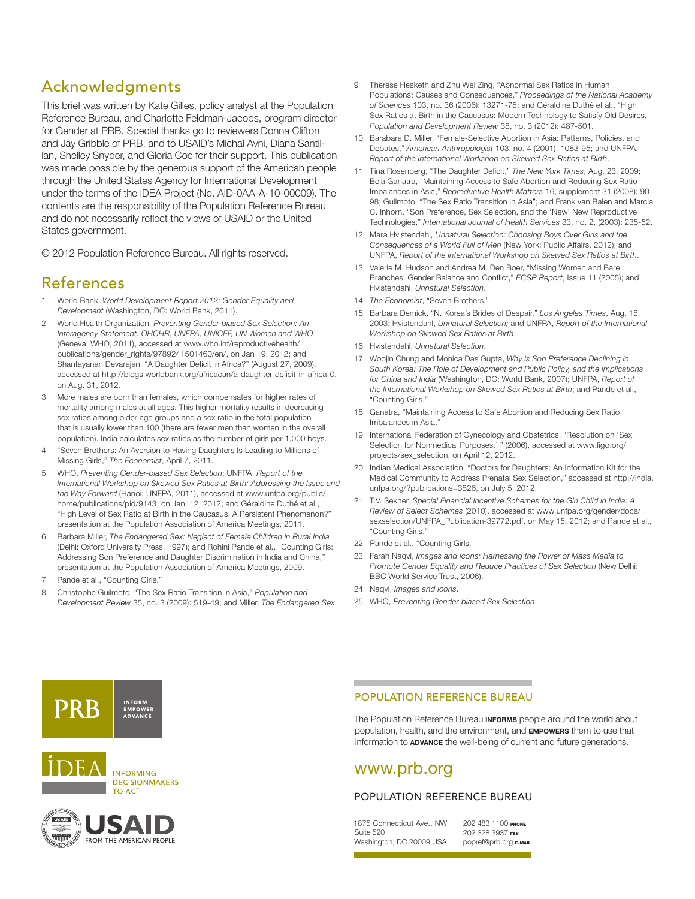## Acknowledgments

This brief was written by Kate Gilles, policy analyst at the Population Reference Bureau, and Charlotte Feldman-Jacobs, program director for Gender at PRB. Special thanks go to reviewers Donna Clifton and Jay Gribble of PRB, and to USAID's Michal Avni, Diana Santillan, Shelley Snyder, and Gloria Coe for their support. This publication was made possible by the generous support of the American people through the United States Agency for International Development under the terms of the IDEA Project (No. AID-0AA-A-10-00009). The contents are the responsibility of the Population Reference Bureau and do not necessarily reflect the views of USAID or the United States government.

© 2012 Population Reference Bureau. All rights reserved.

## References

1. World Bank, *World Development Report 2012: Gender Equality and Development* (Washington, DC: World Bank, 2011).
2. World Health Organization, *Preventing Gender-biased Sex Selection: An Interagency Statement. OHCHR, UNFPA, UNICEF, UN Women and WHO* (Geneva: WHO, 2011), accessed at www.who.int/reproductivehealth/publications/gender_rights/9789241501460/en/, on Jan 19, 2012; and Shantayanan Devarajan, "A Daughter Deficit in Africa?" (August 27, 2009), accessed at http://blogs.worldbank.org/africacan/a-daughter-deficit-in-africa-0, on Aug. 31, 2012.
3. More males are born than females, which compensates for higher rates of mortality among males at all ages. This higher mortality results in decreasing sex ratios among older age groups and a sex ratio in the total population that is usually lower than 100 (there are fewer men than women in the overall population). India calculates sex ratios as the number of girls per 1,000 boys.
4. "Seven Brothers: An Aversion to Having Daughters Is Leading to Millions of Missing Girls," *The Economist*, April 7, 2011.
5. WHO, *Preventing Gender-biased Sex Selection*; UNFPA, *Report of the International Workshop on Skewed Sex Ratios at Birth: Addressing the Issue and the Way Forward* (Hanoi: UNFPA, 2011), accessed at www.unfpa.org/public/home/publications/pid/9143, on Jan. 12, 2012; and Géraldine Duthé et al., "High Level of Sex Ratio at Birth in the Caucasus. A Persistent Phenomenon?" presentation at the Population Association of America Meetings, 2011.
6. Barbara Miller, *The Endangered Sex: Neglect of Female Children in Rural India* (Delhi: Oxford University Press, 1997); and Rohini Pande et al., "Counting Girls: Addressing Son Preference and Daughter Discrimination in India and China," presentation at the Population Association of America Meetings, 2009.
7. Pande et al., "Counting Girls."
8. Christophe Guilmoto, "The Sex Ratio Transition in Asia," *Population and Development Review* 35, no. 3 (2009): 519-49; and Miller, *The Endangered Sex*.
9. Therese Hesketh and Zhu Wei Zing, "Abnormal Sex Ratios in Human Populations: Causes and Consequences," *Proceedings of the National Academy of Sciences* 103, no. 36 (2006): 13271-75; and Géraldine Duthé et al., "High Sex Ratios at Birth in the Caucasus: Modern Technology to Satisfy Old Desires," *Population and Development Review* 38, no. 3 (2012): 487-501.
10. Barabara D. Miller, "Female-Selective Abortion in Asia: Patterns, Policies, and Debates," *American Anthropologist* 103, no. 4 (2001): 1083-95; and UNFPA, *Report of the International Workshop on Skewed Sex Ratios at Birth*.
11. Tina Rosenberg, "The Daughter Deficit," *The New York Times*, Aug. 23, 2009; Bela Ganatra, "Maintaining Access to Safe Abortion and Reducing Sex Ratio Imbalances in Asia," *Reproductive Health Matters* 16, supplement 31 (2008): 90-98; Guilmoto, "The Sex Ratio Transition in Asia"; and Frank van Balen and Marcia C. Inhorn, "Son Preference, Sex Selection, and the 'New' New Reproductive Technologies," *International Journal of Health Services* 33, no. 2, (2003): 235-52.
12. Mara Hvistendahl, *Unnatural Selection: Choosing Boys Over Girls and the Consequences of a World Full of Men* (New York: Public Affairs, 2012); and UNFPA, *Report of the International Workshop on Skewed Sex Ratios at Birth*.
13. Valerie M. Hudson and Andrea M. Den Boer, "Missing Women and Bare Branches: Gender Balance and Conflict," *ECSP Report*, Issue 11 (2005); and Hvistendahl, *Unnatural Selection*.
14. *The Economist*, "Seven Brothers."
15. Barbara Demick, "N. Korea's Brides of Despair," *Los Angeles Times*, Aug. 18, 2003; Hvistendahl, *Unnatural Selection;* and UNFPA, *Report of the International Workshop on Skewed Sex Ratios at Birth*.
16. Hvistendahl, *Unnatural Selection*.
17. Woojin Chung and Monica Das Gupta, *Why is Son Preference Declining in South Korea: The Role of Development and Public Policy, and the Implications for China and India* (Washington, DC: World Bank, 2007); UNFPA, *Report of the International Workshop on Skewed Sex Ratios at Birth*; and Pande et al., "Counting Girls."
18. Ganatra, "Maintaining Access to Safe Abortion and Reducing Sex Ratio Imbalances in Asia."
19. International Federation of Gynecology and Obstetrics, "Resolution on 'Sex Selection for Nonmedical Purposes,' " (2006), accessed at www.figo.org/projects/sex_selection, on April 12, 2012.
20. Indian Medical Association, "Doctors for Daughters: An Information Kit for the Medical Community to Address Prenatal Sex Selection," accessed at http://india.unfpa.org/?publications=3826, on July 5, 2012.
21. T.V. Sekher, *Special Financial Incentive Schemes for the Girl Child in India: A Review of Select Schemes* (2010), accessed at www.unfpa.org/gender/docs/sexselection/UNFPA_Publication-39772.pdf, on May 15, 2012; and Pande et al., "Counting Girls."
22. Pande et al., "Counting Girls.
23. Farah Naqvi, *Images and Icons: Harnessing the Power of Mass Media to Promote Gender Equality and Reduce Practices of Sex Selection* (New Delhi: BBC World Service Trust, 2006).
24. Naqvi, *Images and Icons*.
25. WHO, *Preventing Gender-biased Sex Selection*.

PRB INFORM EMPOWER ADVANCE

IDEA INFORMING DECISIONMAKERS TO ACT

USAID FROM THE AMERICAN PEOPLE

### POPULATION REFERENCE BUREAU

The Population Reference Bureau **INFORMS** people around the world about population, health, and the environment, and **EMPOWERS** them to use that information to **ADVANCE** the well-being of current and future generations.

## www.prb.org

### POPULATION REFERENCE BUREAU

1875 Connecticut Ave., NW
Suite 520
Washington, DC 20009 USA

202 483 1100 PHONE
202 328 3937 FAX
popref@prb.org E-MAIL